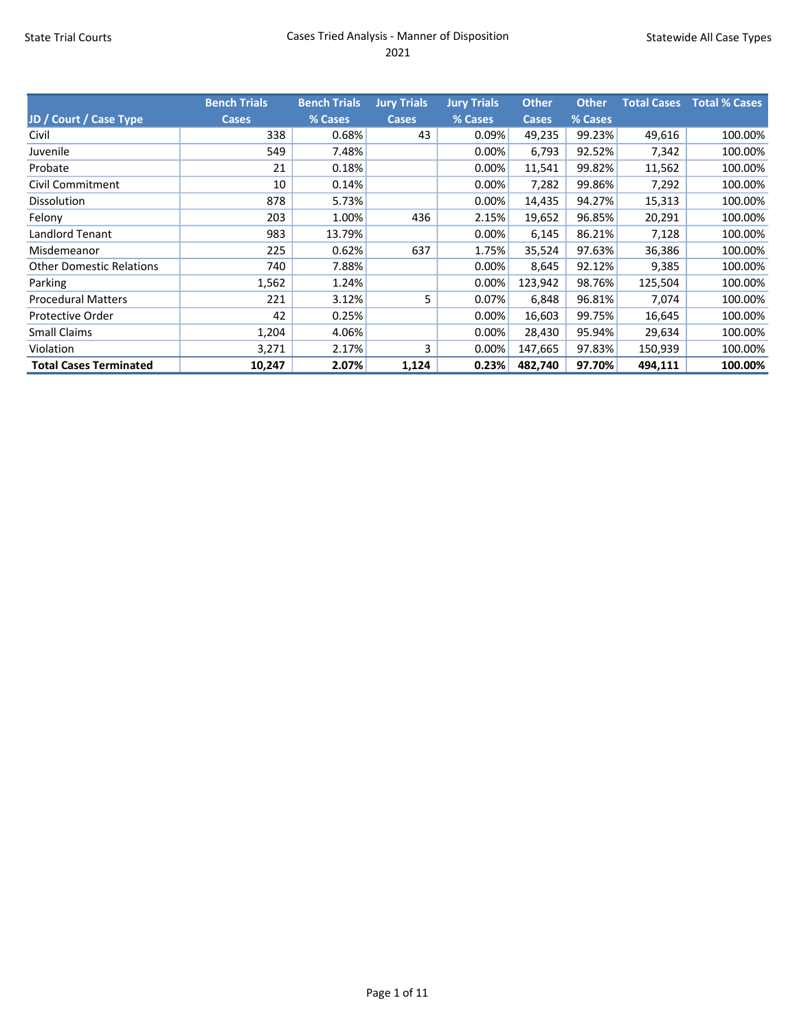State Trial Courts

Cases Tried Analysis - Manner of Disposition
2021

Statewide All Case Types

| JD / Court / Case Type | Bench Trials Cases | Bench Trials % Cases | Jury Trials Cases | Jury Trials % Cases | Other Cases | Other % Cases | Total Cases | Total % Cases |
|---|---|---|---|---|---|---|---|---|
| Civil | 338 | 0.68% | 43 | 0.09% | 49,235 | 99.23% | 49,616 | 100.00% |
| Juvenile | 549 | 7.48% | | 0.00% | 6,793 | 92.52% | 7,342 | 100.00% |
| Probate | 21 | 0.18% | | 0.00% | 11,541 | 99.82% | 11,562 | 100.00% |
| Civil Commitment | 10 | 0.14% | | 0.00% | 7,282 | 99.86% | 7,292 | 100.00% |
| Dissolution | 878 | 5.73% | | 0.00% | 14,435 | 94.27% | 15,313 | 100.00% |
| Felony | 203 | 1.00% | 436 | 2.15% | 19,652 | 96.85% | 20,291 | 100.00% |
| Landlord Tenant | 983 | 13.79% | | 0.00% | 6,145 | 86.21% | 7,128 | 100.00% |
| Misdemeanor | 225 | 0.62% | 637 | 1.75% | 35,524 | 97.63% | 36,386 | 100.00% |
| Other Domestic Relations | 740 | 7.88% | | 0.00% | 8,645 | 92.12% | 9,385 | 100.00% |
| Parking | 1,562 | 1.24% | | 0.00% | 123,942 | 98.76% | 125,504 | 100.00% |
| Procedural Matters | 221 | 3.12% | 5 | 0.07% | 6,848 | 96.81% | 7,074 | 100.00% |
| Protective Order | 42 | 0.25% | | 0.00% | 16,603 | 99.75% | 16,645 | 100.00% |
| Small Claims | 1,204 | 4.06% | | 0.00% | 28,430 | 95.94% | 29,634 | 100.00% |
| Violation | 3,271 | 2.17% | 3 | 0.00% | 147,665 | 97.83% | 150,939 | 100.00% |
| **Total Cases Terminated** | **10,247** | **2.07%** | **1,124** | **0.23%** | **482,740** | **97.70%** | **494,111** | **100.00%** |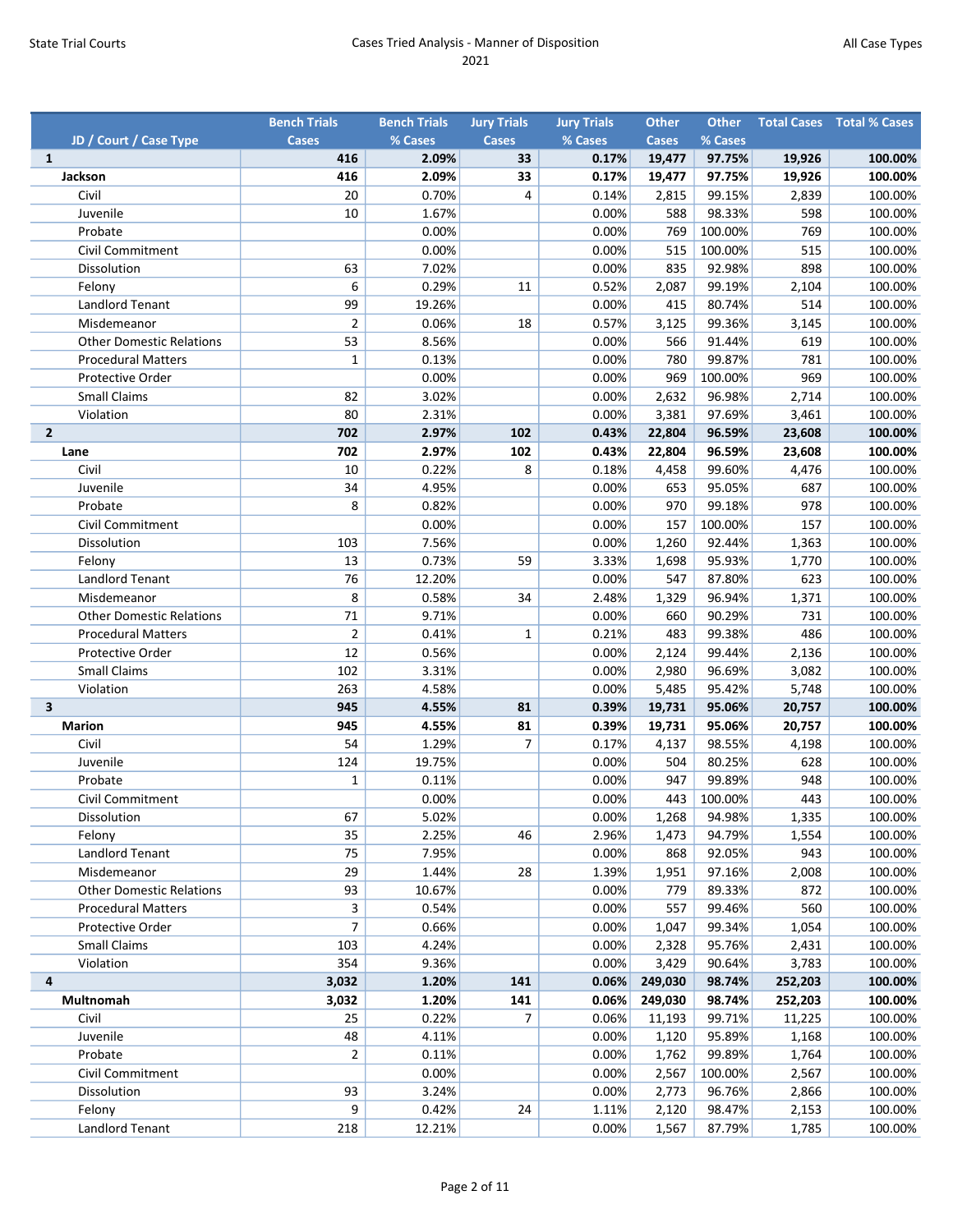| JD / Court / Case Type | Bench Trials Cases | Bench Trials % Cases | Jury Trials Cases | Jury Trials % Cases | Other Cases | Other % Cases | Total Cases | Total % Cases |
|---|---|---|---|---|---|---|---|---|
| **1** | **416** | **2.09%** | **33** | **0.17%** | **19,477** | **97.75%** | **19,926** | **100.00%** |
| **Jackson** | **416** | **2.09%** | **33** | **0.17%** | **19,477** | **97.75%** | **19,926** | **100.00%** |
| Civil | 20 | 0.70% | 4 | 0.14% | 2,815 | 99.15% | 2,839 | 100.00% |
| Juvenile | 10 | 1.67% | | 0.00% | 588 | 98.33% | 598 | 100.00% |
| Probate | | 0.00% | | 0.00% | 769 | 100.00% | 769 | 100.00% |
| Civil Commitment | | 0.00% | | 0.00% | 515 | 100.00% | 515 | 100.00% |
| Dissolution | 63 | 7.02% | | 0.00% | 835 | 92.98% | 898 | 100.00% |
| Felony | 6 | 0.29% | 11 | 0.52% | 2,087 | 99.19% | 2,104 | 100.00% |
| Landlord Tenant | 99 | 19.26% | | 0.00% | 415 | 80.74% | 514 | 100.00% |
| Misdemeanor | 2 | 0.06% | 18 | 0.57% | 3,125 | 99.36% | 3,145 | 100.00% |
| Other Domestic Relations | 53 | 8.56% | | 0.00% | 566 | 91.44% | 619 | 100.00% |
| Procedural Matters | 1 | 0.13% | | 0.00% | 780 | 99.87% | 781 | 100.00% |
| Protective Order | | 0.00% | | 0.00% | 969 | 100.00% | 969 | 100.00% |
| Small Claims | 82 | 3.02% | | 0.00% | 2,632 | 96.98% | 2,714 | 100.00% |
| Violation | 80 | 2.31% | | 0.00% | 3,381 | 97.69% | 3,461 | 100.00% |
| **2** | **702** | **2.97%** | **102** | **0.43%** | **22,804** | **96.59%** | **23,608** | **100.00%** |
| **Lane** | **702** | **2.97%** | **102** | **0.43%** | **22,804** | **96.59%** | **23,608** | **100.00%** |
| Civil | 10 | 0.22% | 8 | 0.18% | 4,458 | 99.60% | 4,476 | 100.00% |
| Juvenile | 34 | 4.95% | | 0.00% | 653 | 95.05% | 687 | 100.00% |
| Probate | 8 | 0.82% | | 0.00% | 970 | 99.18% | 978 | 100.00% |
| Civil Commitment | | 0.00% | | 0.00% | 157 | 100.00% | 157 | 100.00% |
| Dissolution | 103 | 7.56% | | 0.00% | 1,260 | 92.44% | 1,363 | 100.00% |
| Felony | 13 | 0.73% | 59 | 3.33% | 1,698 | 95.93% | 1,770 | 100.00% |
| Landlord Tenant | 76 | 12.20% | | 0.00% | 547 | 87.80% | 623 | 100.00% |
| Misdemeanor | 8 | 0.58% | 34 | 2.48% | 1,329 | 96.94% | 1,371 | 100.00% |
| Other Domestic Relations | 71 | 9.71% | | 0.00% | 660 | 90.29% | 731 | 100.00% |
| Procedural Matters | 2 | 0.41% | 1 | 0.21% | 483 | 99.38% | 486 | 100.00% |
| Protective Order | 12 | 0.56% | | 0.00% | 2,124 | 99.44% | 2,136 | 100.00% |
| Small Claims | 102 | 3.31% | | 0.00% | 2,980 | 96.69% | 3,082 | 100.00% |
| Violation | 263 | 4.58% | | 0.00% | 5,485 | 95.42% | 5,748 | 100.00% |
| **3** | **945** | **4.55%** | **81** | **0.39%** | **19,731** | **95.06%** | **20,757** | **100.00%** |
| **Marion** | **945** | **4.55%** | **81** | **0.39%** | **19,731** | **95.06%** | **20,757** | **100.00%** |
| Civil | 54 | 1.29% | 7 | 0.17% | 4,137 | 98.55% | 4,198 | 100.00% |
| Juvenile | 124 | 19.75% | | 0.00% | 504 | 80.25% | 628 | 100.00% |
| Probate | 1 | 0.11% | | 0.00% | 947 | 99.89% | 948 | 100.00% |
| Civil Commitment | | 0.00% | | 0.00% | 443 | 100.00% | 443 | 100.00% |
| Dissolution | 67 | 5.02% | | 0.00% | 1,268 | 94.98% | 1,335 | 100.00% |
| Felony | 35 | 2.25% | 46 | 2.96% | 1,473 | 94.79% | 1,554 | 100.00% |
| Landlord Tenant | 75 | 7.95% | | 0.00% | 868 | 92.05% | 943 | 100.00% |
| Misdemeanor | 29 | 1.44% | 28 | 1.39% | 1,951 | 97.16% | 2,008 | 100.00% |
| Other Domestic Relations | 93 | 10.67% | | 0.00% | 779 | 89.33% | 872 | 100.00% |
| Procedural Matters | 3 | 0.54% | | 0.00% | 557 | 99.46% | 560 | 100.00% |
| Protective Order | 7 | 0.66% | | 0.00% | 1,047 | 99.34% | 1,054 | 100.00% |
| Small Claims | 103 | 4.24% | | 0.00% | 2,328 | 95.76% | 2,431 | 100.00% |
| Violation | 354 | 9.36% | | 0.00% | 3,429 | 90.64% | 3,783 | 100.00% |
| **4** | **3,032** | **1.20%** | **141** | **0.06%** | **249,030** | **98.74%** | **252,203** | **100.00%** |
| **Multnomah** | **3,032** | **1.20%** | **141** | **0.06%** | **249,030** | **98.74%** | **252,203** | **100.00%** |
| Civil | 25 | 0.22% | 7 | 0.06% | 11,193 | 99.71% | 11,225 | 100.00% |
| Juvenile | 48 | 4.11% | | 0.00% | 1,120 | 95.89% | 1,168 | 100.00% |
| Probate | 2 | 0.11% | | 0.00% | 1,762 | 99.89% | 1,764 | 100.00% |
| Civil Commitment | | 0.00% | | 0.00% | 2,567 | 100.00% | 2,567 | 100.00% |
| Dissolution | 93 | 3.24% | | 0.00% | 2,773 | 96.76% | 2,866 | 100.00% |
| Felony | 9 | 0.42% | 24 | 1.11% | 2,120 | 98.47% | 2,153 | 100.00% |
| Landlord Tenant | 218 | 12.21% | | 0.00% | 1,567 | 87.79% | 1,785 | 100.00% |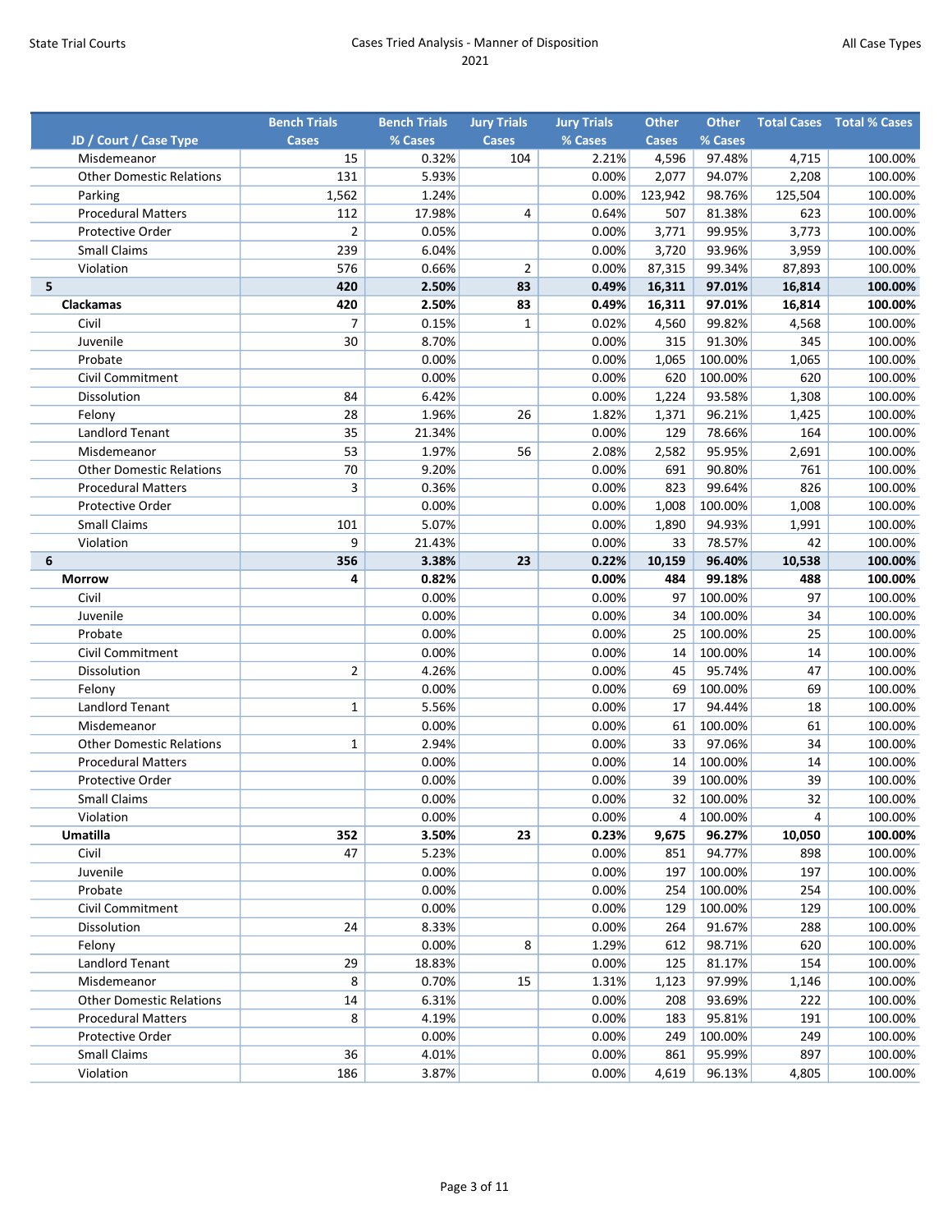| JD / Court / Case Type | Bench Trials Cases | Bench Trials % Cases | Jury Trials Cases | Jury Trials % Cases | Other Cases | Other % Cases | Total Cases | Total % Cases |
|---|---|---|---|---|---|---|---|---|
| Misdemeanor | 15 | 0.32% | 104 | 2.21% | 4,596 | 97.48% | 4,715 | 100.00% |
| Other Domestic Relations | 131 | 5.93% | | 0.00% | 2,077 | 94.07% | 2,208 | 100.00% |
| Parking | 1,562 | 1.24% | | 0.00% | 123,942 | 98.76% | 125,504 | 100.00% |
| Procedural Matters | 112 | 17.98% | 4 | 0.64% | 507 | 81.38% | 623 | 100.00% |
| Protective Order | 2 | 0.05% | | 0.00% | 3,771 | 99.95% | 3,773 | 100.00% |
| Small Claims | 239 | 6.04% | | 0.00% | 3,720 | 93.96% | 3,959 | 100.00% |
| Violation | 576 | 0.66% | 2 | 0.00% | 87,315 | 99.34% | 87,893 | 100.00% |
| **5** | **420** | **2.50%** | **83** | **0.49%** | **16,311** | **97.01%** | **16,814** | **100.00%** |
| **Clackamas** | **420** | **2.50%** | **83** | **0.49%** | **16,311** | **97.01%** | **16,814** | **100.00%** |
| Civil | 7 | 0.15% | 1 | 0.02% | 4,560 | 99.82% | 4,568 | 100.00% |
| Juvenile | 30 | 8.70% | | 0.00% | 315 | 91.30% | 345 | 100.00% |
| Probate | | 0.00% | | 0.00% | 1,065 | 100.00% | 1,065 | 100.00% |
| Civil Commitment | | 0.00% | | 0.00% | 620 | 100.00% | 620 | 100.00% |
| Dissolution | 84 | 6.42% | | 0.00% | 1,224 | 93.58% | 1,308 | 100.00% |
| Felony | 28 | 1.96% | 26 | 1.82% | 1,371 | 96.21% | 1,425 | 100.00% |
| Landlord Tenant | 35 | 21.34% | | 0.00% | 129 | 78.66% | 164 | 100.00% |
| Misdemeanor | 53 | 1.97% | 56 | 2.08% | 2,582 | 95.95% | 2,691 | 100.00% |
| Other Domestic Relations | 70 | 9.20% | | 0.00% | 691 | 90.80% | 761 | 100.00% |
| Procedural Matters | 3 | 0.36% | | 0.00% | 823 | 99.64% | 826 | 100.00% |
| Protective Order | | 0.00% | | 0.00% | 1,008 | 100.00% | 1,008 | 100.00% |
| Small Claims | 101 | 5.07% | | 0.00% | 1,890 | 94.93% | 1,991 | 100.00% |
| Violation | 9 | 21.43% | | 0.00% | 33 | 78.57% | 42 | 100.00% |
| **6** | **356** | **3.38%** | **23** | **0.22%** | **10,159** | **96.40%** | **10,538** | **100.00%** |
| **Morrow** | **4** | **0.82%** | | **0.00%** | **484** | **99.18%** | **488** | **100.00%** |
| Civil | | 0.00% | | 0.00% | 97 | 100.00% | 97 | 100.00% |
| Juvenile | | 0.00% | | 0.00% | 34 | 100.00% | 34 | 100.00% |
| Probate | | 0.00% | | 0.00% | 25 | 100.00% | 25 | 100.00% |
| Civil Commitment | | 0.00% | | 0.00% | 14 | 100.00% | 14 | 100.00% |
| Dissolution | 2 | 4.26% | | 0.00% | 45 | 95.74% | 47 | 100.00% |
| Felony | | 0.00% | | 0.00% | 69 | 100.00% | 69 | 100.00% |
| Landlord Tenant | 1 | 5.56% | | 0.00% | 17 | 94.44% | 18 | 100.00% |
| Misdemeanor | | 0.00% | | 0.00% | 61 | 100.00% | 61 | 100.00% |
| Other Domestic Relations | 1 | 2.94% | | 0.00% | 33 | 97.06% | 34 | 100.00% |
| Procedural Matters | | 0.00% | | 0.00% | 14 | 100.00% | 14 | 100.00% |
| Protective Order | | 0.00% | | 0.00% | 39 | 100.00% | 39 | 100.00% |
| Small Claims | | 0.00% | | 0.00% | 32 | 100.00% | 32 | 100.00% |
| Violation | | 0.00% | | 0.00% | 4 | 100.00% | 4 | 100.00% |
| **Umatilla** | **352** | **3.50%** | **23** | **0.23%** | **9,675** | **96.27%** | **10,050** | **100.00%** |
| Civil | 47 | 5.23% | | 0.00% | 851 | 94.77% | 898 | 100.00% |
| Juvenile | | 0.00% | | 0.00% | 197 | 100.00% | 197 | 100.00% |
| Probate | | 0.00% | | 0.00% | 254 | 100.00% | 254 | 100.00% |
| Civil Commitment | | 0.00% | | 0.00% | 129 | 100.00% | 129 | 100.00% |
| Dissolution | 24 | 8.33% | | 0.00% | 264 | 91.67% | 288 | 100.00% |
| Felony | | 0.00% | 8 | 1.29% | 612 | 98.71% | 620 | 100.00% |
| Landlord Tenant | 29 | 18.83% | | 0.00% | 125 | 81.17% | 154 | 100.00% |
| Misdemeanor | 8 | 0.70% | 15 | 1.31% | 1,123 | 97.99% | 1,146 | 100.00% |
| Other Domestic Relations | 14 | 6.31% | | 0.00% | 208 | 93.69% | 222 | 100.00% |
| Procedural Matters | 8 | 4.19% | | 0.00% | 183 | 95.81% | 191 | 100.00% |
| Protective Order | | 0.00% | | 0.00% | 249 | 100.00% | 249 | 100.00% |
| Small Claims | 36 | 4.01% | | 0.00% | 861 | 95.99% | 897 | 100.00% |
| Violation | 186 | 3.87% | | 0.00% | 4,619 | 96.13% | 4,805 | 100.00% |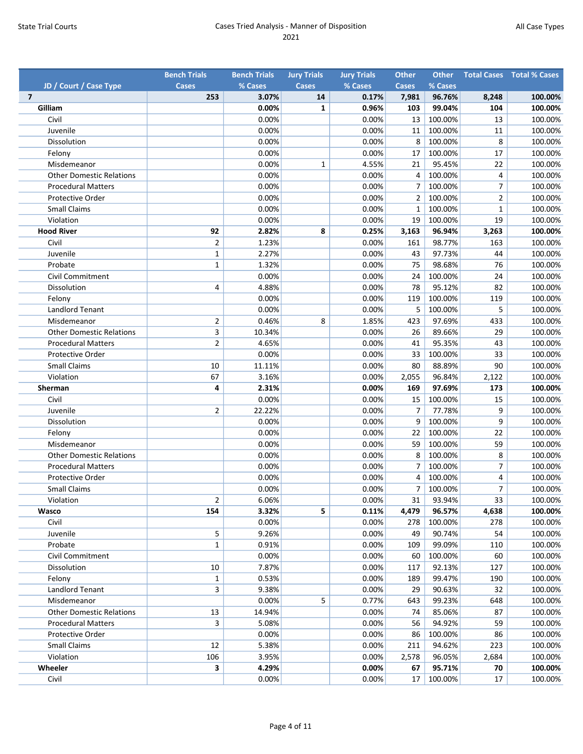# Cases Tried Analysis - Manner of Disposition

2021

State Trial Courts — All Case Types

| JD / Court / Case Type | Bench Trials Cases | Bench Trials % Cases | Jury Trials Cases | Jury Trials % Cases | Other Cases | Other % Cases | Total Cases | Total % Cases |
|---|---|---|---|---|---|---|---|---|
| **7** | **253** | **3.07%** | **14** | **0.17%** | **7,981** | **96.76%** | **8,248** | **100.00%** |
| **Gilliam** | | **0.00%** | **1** | **0.96%** | **103** | **99.04%** | **104** | **100.00%** |
| Civil | | 0.00% | | 0.00% | 13 | 100.00% | 13 | 100.00% |
| Juvenile | | 0.00% | | 0.00% | 11 | 100.00% | 11 | 100.00% |
| Dissolution | | 0.00% | | 0.00% | 8 | 100.00% | 8 | 100.00% |
| Felony | | 0.00% | | 0.00% | 17 | 100.00% | 17 | 100.00% |
| Misdemeanor | | 0.00% | 1 | 4.55% | 21 | 95.45% | 22 | 100.00% |
| Other Domestic Relations | | 0.00% | | 0.00% | 4 | 100.00% | 4 | 100.00% |
| Procedural Matters | | 0.00% | | 0.00% | 7 | 100.00% | 7 | 100.00% |
| Protective Order | | 0.00% | | 0.00% | 2 | 100.00% | 2 | 100.00% |
| Small Claims | | 0.00% | | 0.00% | 1 | 100.00% | 1 | 100.00% |
| Violation | | 0.00% | | 0.00% | 19 | 100.00% | 19 | 100.00% |
| **Hood River** | **92** | **2.82%** | **8** | **0.25%** | **3,163** | **96.94%** | **3,263** | **100.00%** |
| Civil | 2 | 1.23% | | 0.00% | 161 | 98.77% | 163 | 100.00% |
| Juvenile | 1 | 2.27% | | 0.00% | 43 | 97.73% | 44 | 100.00% |
| Probate | 1 | 1.32% | | 0.00% | 75 | 98.68% | 76 | 100.00% |
| Civil Commitment | | 0.00% | | 0.00% | 24 | 100.00% | 24 | 100.00% |
| Dissolution | 4 | 4.88% | | 0.00% | 78 | 95.12% | 82 | 100.00% |
| Felony | | 0.00% | | 0.00% | 119 | 100.00% | 119 | 100.00% |
| Landlord Tenant | | 0.00% | | 0.00% | 5 | 100.00% | 5 | 100.00% |
| Misdemeanor | 2 | 0.46% | 8 | 1.85% | 423 | 97.69% | 433 | 100.00% |
| Other Domestic Relations | 3 | 10.34% | | 0.00% | 26 | 89.66% | 29 | 100.00% |
| Procedural Matters | 2 | 4.65% | | 0.00% | 41 | 95.35% | 43 | 100.00% |
| Protective Order | | 0.00% | | 0.00% | 33 | 100.00% | 33 | 100.00% |
| Small Claims | 10 | 11.11% | | 0.00% | 80 | 88.89% | 90 | 100.00% |
| Violation | 67 | 3.16% | | 0.00% | 2,055 | 96.84% | 2,122 | 100.00% |
| **Sherman** | **4** | **2.31%** | | **0.00%** | **169** | **97.69%** | **173** | **100.00%** |
| Civil | | 0.00% | | 0.00% | 15 | 100.00% | 15 | 100.00% |
| Juvenile | 2 | 22.22% | | 0.00% | 7 | 77.78% | 9 | 100.00% |
| Dissolution | | 0.00% | | 0.00% | 9 | 100.00% | 9 | 100.00% |
| Felony | | 0.00% | | 0.00% | 22 | 100.00% | 22 | 100.00% |
| Misdemeanor | | 0.00% | | 0.00% | 59 | 100.00% | 59 | 100.00% |
| Other Domestic Relations | | 0.00% | | 0.00% | 8 | 100.00% | 8 | 100.00% |
| Procedural Matters | | 0.00% | | 0.00% | 7 | 100.00% | 7 | 100.00% |
| Protective Order | | 0.00% | | 0.00% | 4 | 100.00% | 4 | 100.00% |
| Small Claims | | 0.00% | | 0.00% | 7 | 100.00% | 7 | 100.00% |
| Violation | 2 | 6.06% | | 0.00% | 31 | 93.94% | 33 | 100.00% |
| **Wasco** | **154** | **3.32%** | **5** | **0.11%** | **4,479** | **96.57%** | **4,638** | **100.00%** |
| Civil | | 0.00% | | 0.00% | 278 | 100.00% | 278 | 100.00% |
| Juvenile | 5 | 9.26% | | 0.00% | 49 | 90.74% | 54 | 100.00% |
| Probate | 1 | 0.91% | | 0.00% | 109 | 99.09% | 110 | 100.00% |
| Civil Commitment | | 0.00% | | 0.00% | 60 | 100.00% | 60 | 100.00% |
| Dissolution | 10 | 7.87% | | 0.00% | 117 | 92.13% | 127 | 100.00% |
| Felony | 1 | 0.53% | | 0.00% | 189 | 99.47% | 190 | 100.00% |
| Landlord Tenant | 3 | 9.38% | | 0.00% | 29 | 90.63% | 32 | 100.00% |
| Misdemeanor | | 0.00% | 5 | 0.77% | 643 | 99.23% | 648 | 100.00% |
| Other Domestic Relations | 13 | 14.94% | | 0.00% | 74 | 85.06% | 87 | 100.00% |
| Procedural Matters | 3 | 5.08% | | 0.00% | 56 | 94.92% | 59 | 100.00% |
| Protective Order | | 0.00% | | 0.00% | 86 | 100.00% | 86 | 100.00% |
| Small Claims | 12 | 5.38% | | 0.00% | 211 | 94.62% | 223 | 100.00% |
| Violation | 106 | 3.95% | | 0.00% | 2,578 | 96.05% | 2,684 | 100.00% |
| **Wheeler** | **3** | **4.29%** | | **0.00%** | **67** | **95.71%** | **70** | **100.00%** |
| Civil | | 0.00% | | 0.00% | 17 | 100.00% | 17 | 100.00% |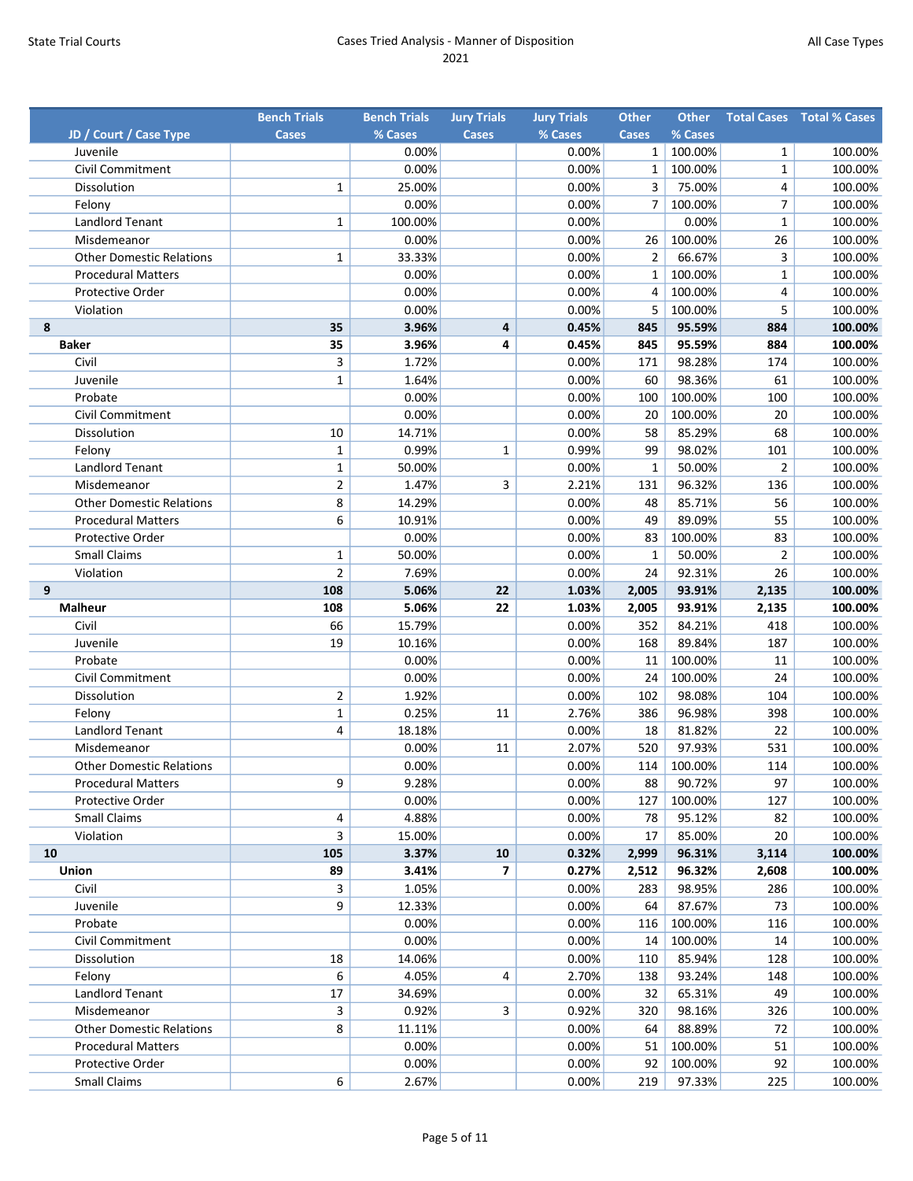| JD / Court / Case Type | Bench Trials Cases | Bench Trials % Cases | Jury Trials Cases | Jury Trials % Cases | Other Cases | Other % Cases | Total Cases | Total % Cases |
|---|---|---|---|---|---|---|---|---|
| Juvenile | | 0.00% | | 0.00% | 1 | 100.00% | 1 | 100.00% |
| Civil Commitment | | 0.00% | | 0.00% | 1 | 100.00% | 1 | 100.00% |
| Dissolution | 1 | 25.00% | | 0.00% | 3 | 75.00% | 4 | 100.00% |
| Felony | | 0.00% | | 0.00% | 7 | 100.00% | 7 | 100.00% |
| Landlord Tenant | 1 | 100.00% | | 0.00% | | 0.00% | 1 | 100.00% |
| Misdemeanor | | 0.00% | | 0.00% | 26 | 100.00% | 26 | 100.00% |
| Other Domestic Relations | 1 | 33.33% | | 0.00% | 2 | 66.67% | 3 | 100.00% |
| Procedural Matters | | 0.00% | | 0.00% | 1 | 100.00% | 1 | 100.00% |
| Protective Order | | 0.00% | | 0.00% | 4 | 100.00% | 4 | 100.00% |
| Violation | | 0.00% | | 0.00% | 5 | 100.00% | 5 | 100.00% |
| **8** | **35** | **3.96%** | **4** | **0.45%** | **845** | **95.59%** | **884** | **100.00%** |
| **Baker** | **35** | **3.96%** | **4** | **0.45%** | **845** | **95.59%** | **884** | **100.00%** |
| Civil | 3 | 1.72% | | 0.00% | 171 | 98.28% | 174 | 100.00% |
| Juvenile | 1 | 1.64% | | 0.00% | 60 | 98.36% | 61 | 100.00% |
| Probate | | 0.00% | | 0.00% | 100 | 100.00% | 100 | 100.00% |
| Civil Commitment | | 0.00% | | 0.00% | 20 | 100.00% | 20 | 100.00% |
| Dissolution | 10 | 14.71% | | 0.00% | 58 | 85.29% | 68 | 100.00% |
| Felony | 1 | 0.99% | 1 | 0.99% | 99 | 98.02% | 101 | 100.00% |
| Landlord Tenant | 1 | 50.00% | | 0.00% | 1 | 50.00% | 2 | 100.00% |
| Misdemeanor | 2 | 1.47% | 3 | 2.21% | 131 | 96.32% | 136 | 100.00% |
| Other Domestic Relations | 8 | 14.29% | | 0.00% | 48 | 85.71% | 56 | 100.00% |
| Procedural Matters | 6 | 10.91% | | 0.00% | 49 | 89.09% | 55 | 100.00% |
| Protective Order | | 0.00% | | 0.00% | 83 | 100.00% | 83 | 100.00% |
| Small Claims | 1 | 50.00% | | 0.00% | 1 | 50.00% | 2 | 100.00% |
| Violation | 2 | 7.69% | | 0.00% | 24 | 92.31% | 26 | 100.00% |
| **9** | **108** | **5.06%** | **22** | **1.03%** | **2,005** | **93.91%** | **2,135** | **100.00%** |
| **Malheur** | **108** | **5.06%** | **22** | **1.03%** | **2,005** | **93.91%** | **2,135** | **100.00%** |
| Civil | 66 | 15.79% | | 0.00% | 352 | 84.21% | 418 | 100.00% |
| Juvenile | 19 | 10.16% | | 0.00% | 168 | 89.84% | 187 | 100.00% |
| Probate | | 0.00% | | 0.00% | 11 | 100.00% | 11 | 100.00% |
| Civil Commitment | | 0.00% | | 0.00% | 24 | 100.00% | 24 | 100.00% |
| Dissolution | 2 | 1.92% | | 0.00% | 102 | 98.08% | 104 | 100.00% |
| Felony | 1 | 0.25% | 11 | 2.76% | 386 | 96.98% | 398 | 100.00% |
| Landlord Tenant | 4 | 18.18% | | 0.00% | 18 | 81.82% | 22 | 100.00% |
| Misdemeanor | | 0.00% | 11 | 2.07% | 520 | 97.93% | 531 | 100.00% |
| Other Domestic Relations | | 0.00% | | 0.00% | 114 | 100.00% | 114 | 100.00% |
| Procedural Matters | 9 | 9.28% | | 0.00% | 88 | 90.72% | 97 | 100.00% |
| Protective Order | | 0.00% | | 0.00% | 127 | 100.00% | 127 | 100.00% |
| Small Claims | 4 | 4.88% | | 0.00% | 78 | 95.12% | 82 | 100.00% |
| Violation | 3 | 15.00% | | 0.00% | 17 | 85.00% | 20 | 100.00% |
| **10** | **105** | **3.37%** | **10** | **0.32%** | **2,999** | **96.31%** | **3,114** | **100.00%** |
| **Union** | **89** | **3.41%** | **7** | **0.27%** | **2,512** | **96.32%** | **2,608** | **100.00%** |
| Civil | 3 | 1.05% | | 0.00% | 283 | 98.95% | 286 | 100.00% |
| Juvenile | 9 | 12.33% | | 0.00% | 64 | 87.67% | 73 | 100.00% |
| Probate | | 0.00% | | 0.00% | 116 | 100.00% | 116 | 100.00% |
| Civil Commitment | | 0.00% | | 0.00% | 14 | 100.00% | 14 | 100.00% |
| Dissolution | 18 | 14.06% | | 0.00% | 110 | 85.94% | 128 | 100.00% |
| Felony | 6 | 4.05% | 4 | 2.70% | 138 | 93.24% | 148 | 100.00% |
| Landlord Tenant | 17 | 34.69% | | 0.00% | 32 | 65.31% | 49 | 100.00% |
| Misdemeanor | 3 | 0.92% | 3 | 0.92% | 320 | 98.16% | 326 | 100.00% |
| Other Domestic Relations | 8 | 11.11% | | 0.00% | 64 | 88.89% | 72 | 100.00% |
| Procedural Matters | | 0.00% | | 0.00% | 51 | 100.00% | 51 | 100.00% |
| Protective Order | | 0.00% | | 0.00% | 92 | 100.00% | 92 | 100.00% |
| Small Claims | 6 | 2.67% | | 0.00% | 219 | 97.33% | 225 | 100.00% |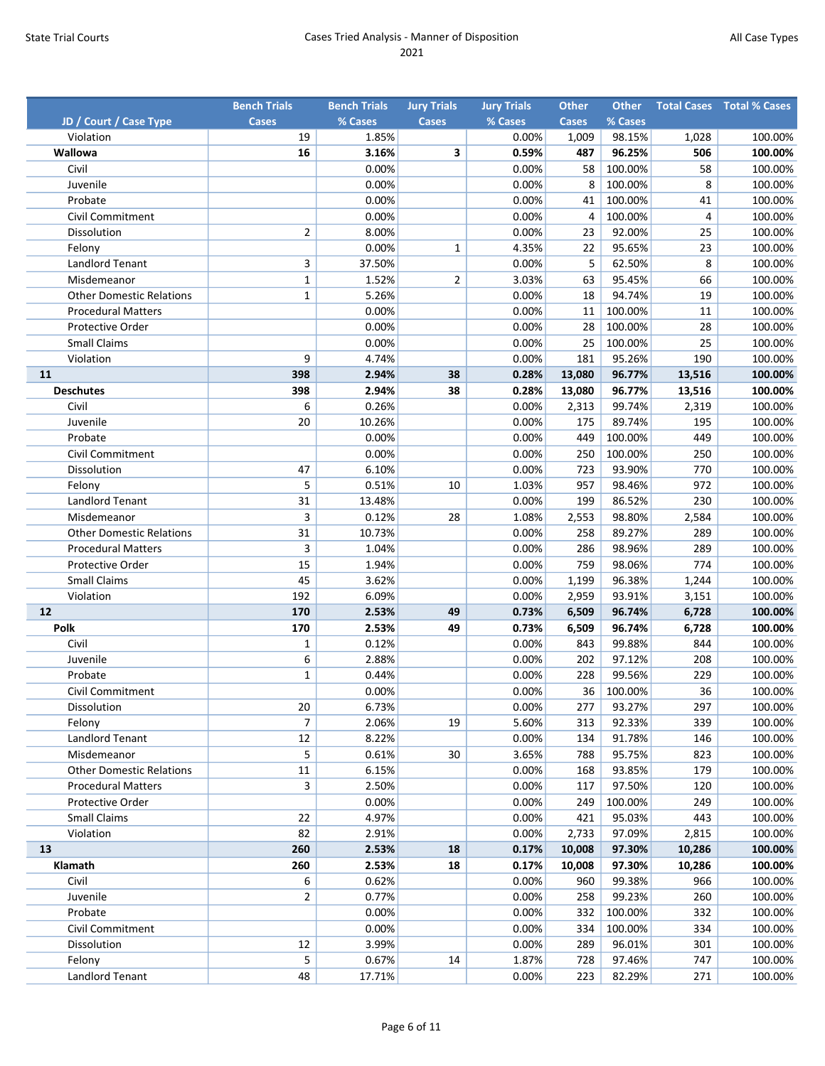| JD / Court / Case Type | Bench Trials Cases | Bench Trials % Cases | Jury Trials Cases | Jury Trials % Cases | Other Cases | Other % Cases | Total Cases | Total % Cases |
|---|---|---|---|---|---|---|---|---|
| Violation | 19 | 1.85% | | 0.00% | 1,009 | 98.15% | 1,028 | 100.00% |
| **Wallowa** | **16** | **3.16%** | **3** | **0.59%** | **487** | **96.25%** | **506** | **100.00%** |
| Civil | | 0.00% | | 0.00% | 58 | 100.00% | 58 | 100.00% |
| Juvenile | | 0.00% | | 0.00% | 8 | 100.00% | 8 | 100.00% |
| Probate | | 0.00% | | 0.00% | 41 | 100.00% | 41 | 100.00% |
| Civil Commitment | | 0.00% | | 0.00% | 4 | 100.00% | 4 | 100.00% |
| Dissolution | 2 | 8.00% | | 0.00% | 23 | 92.00% | 25 | 100.00% |
| Felony | | 0.00% | 1 | 4.35% | 22 | 95.65% | 23 | 100.00% |
| Landlord Tenant | 3 | 37.50% | | 0.00% | 5 | 62.50% | 8 | 100.00% |
| Misdemeanor | 1 | 1.52% | 2 | 3.03% | 63 | 95.45% | 66 | 100.00% |
| Other Domestic Relations | 1 | 5.26% | | 0.00% | 18 | 94.74% | 19 | 100.00% |
| Procedural Matters | | 0.00% | | 0.00% | 11 | 100.00% | 11 | 100.00% |
| Protective Order | | 0.00% | | 0.00% | 28 | 100.00% | 28 | 100.00% |
| Small Claims | | 0.00% | | 0.00% | 25 | 100.00% | 25 | 100.00% |
| Violation | 9 | 4.74% | | 0.00% | 181 | 95.26% | 190 | 100.00% |
| **11** | **398** | **2.94%** | **38** | **0.28%** | **13,080** | **96.77%** | **13,516** | **100.00%** |
| **Deschutes** | **398** | **2.94%** | **38** | **0.28%** | **13,080** | **96.77%** | **13,516** | **100.00%** |
| Civil | 6 | 0.26% | | 0.00% | 2,313 | 99.74% | 2,319 | 100.00% |
| Juvenile | 20 | 10.26% | | 0.00% | 175 | 89.74% | 195 | 100.00% |
| Probate | | 0.00% | | 0.00% | 449 | 100.00% | 449 | 100.00% |
| Civil Commitment | | 0.00% | | 0.00% | 250 | 100.00% | 250 | 100.00% |
| Dissolution | 47 | 6.10% | | 0.00% | 723 | 93.90% | 770 | 100.00% |
| Felony | 5 | 0.51% | 10 | 1.03% | 957 | 98.46% | 972 | 100.00% |
| Landlord Tenant | 31 | 13.48% | | 0.00% | 199 | 86.52% | 230 | 100.00% |
| Misdemeanor | 3 | 0.12% | 28 | 1.08% | 2,553 | 98.80% | 2,584 | 100.00% |
| Other Domestic Relations | 31 | 10.73% | | 0.00% | 258 | 89.27% | 289 | 100.00% |
| Procedural Matters | 3 | 1.04% | | 0.00% | 286 | 98.96% | 289 | 100.00% |
| Protective Order | 15 | 1.94% | | 0.00% | 759 | 98.06% | 774 | 100.00% |
| Small Claims | 45 | 3.62% | | 0.00% | 1,199 | 96.38% | 1,244 | 100.00% |
| Violation | 192 | 6.09% | | 0.00% | 2,959 | 93.91% | 3,151 | 100.00% |
| **12** | **170** | **2.53%** | **49** | **0.73%** | **6,509** | **96.74%** | **6,728** | **100.00%** |
| **Polk** | **170** | **2.53%** | **49** | **0.73%** | **6,509** | **96.74%** | **6,728** | **100.00%** |
| Civil | 1 | 0.12% | | 0.00% | 843 | 99.88% | 844 | 100.00% |
| Juvenile | 6 | 2.88% | | 0.00% | 202 | 97.12% | 208 | 100.00% |
| Probate | 1 | 0.44% | | 0.00% | 228 | 99.56% | 229 | 100.00% |
| Civil Commitment | | 0.00% | | 0.00% | 36 | 100.00% | 36 | 100.00% |
| Dissolution | 20 | 6.73% | | 0.00% | 277 | 93.27% | 297 | 100.00% |
| Felony | 7 | 2.06% | 19 | 5.60% | 313 | 92.33% | 339 | 100.00% |
| Landlord Tenant | 12 | 8.22% | | 0.00% | 134 | 91.78% | 146 | 100.00% |
| Misdemeanor | 5 | 0.61% | 30 | 3.65% | 788 | 95.75% | 823 | 100.00% |
| Other Domestic Relations | 11 | 6.15% | | 0.00% | 168 | 93.85% | 179 | 100.00% |
| Procedural Matters | 3 | 2.50% | | 0.00% | 117 | 97.50% | 120 | 100.00% |
| Protective Order | | 0.00% | | 0.00% | 249 | 100.00% | 249 | 100.00% |
| Small Claims | 22 | 4.97% | | 0.00% | 421 | 95.03% | 443 | 100.00% |
| Violation | 82 | 2.91% | | 0.00% | 2,733 | 97.09% | 2,815 | 100.00% |
| **13** | **260** | **2.53%** | **18** | **0.17%** | **10,008** | **97.30%** | **10,286** | **100.00%** |
| **Klamath** | **260** | **2.53%** | **18** | **0.17%** | **10,008** | **97.30%** | **10,286** | **100.00%** |
| Civil | 6 | 0.62% | | 0.00% | 960 | 99.38% | 966 | 100.00% |
| Juvenile | 2 | 0.77% | | 0.00% | 258 | 99.23% | 260 | 100.00% |
| Probate | | 0.00% | | 0.00% | 332 | 100.00% | 332 | 100.00% |
| Civil Commitment | | 0.00% | | 0.00% | 334 | 100.00% | 334 | 100.00% |
| Dissolution | 12 | 3.99% | | 0.00% | 289 | 96.01% | 301 | 100.00% |
| Felony | 5 | 0.67% | 14 | 1.87% | 728 | 97.46% | 747 | 100.00% |
| Landlord Tenant | 48 | 17.71% | | 0.00% | 223 | 82.29% | 271 | 100.00% |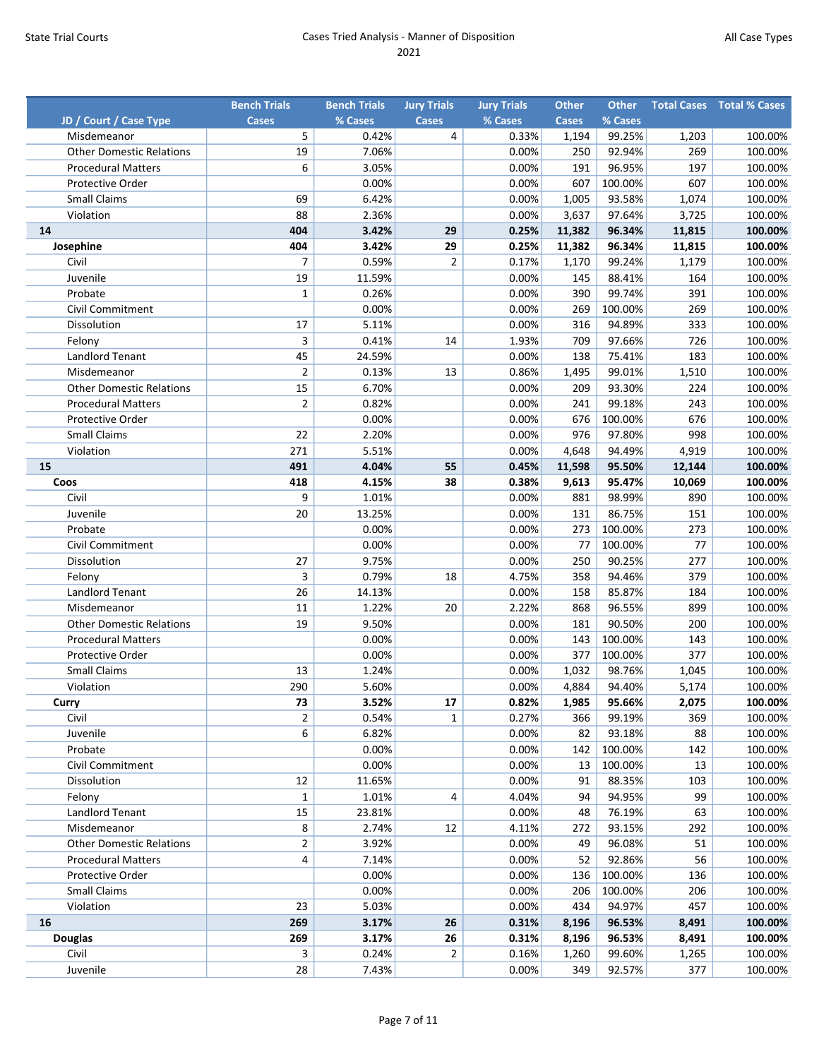# Cases Tried Analysis - Manner of Disposition

## 2021

State Trial Courts — All Case Types

| JD / Court / Case Type | Bench Trials Cases | Bench Trials % Cases | Jury Trials Cases | Jury Trials % Cases | Other Cases | Other % Cases | Total Cases | Total % Cases |
|---|---|---|---|---|---|---|---|---|
| Misdemeanor | 5 | 0.42% | 4 | 0.33% | 1,194 | 99.25% | 1,203 | 100.00% |
| Other Domestic Relations | 19 | 7.06% | | 0.00% | 250 | 92.94% | 269 | 100.00% |
| Procedural Matters | 6 | 3.05% | | 0.00% | 191 | 96.95% | 197 | 100.00% |
| Protective Order | | 0.00% | | 0.00% | 607 | 100.00% | 607 | 100.00% |
| Small Claims | 69 | 6.42% | | 0.00% | 1,005 | 93.58% | 1,074 | 100.00% |
| Violation | 88 | 2.36% | | 0.00% | 3,637 | 97.64% | 3,725 | 100.00% |
| **14** | **404** | **3.42%** | **29** | **0.25%** | **11,382** | **96.34%** | **11,815** | **100.00%** |
| **Josephine** | **404** | **3.42%** | **29** | **0.25%** | **11,382** | **96.34%** | **11,815** | **100.00%** |
| Civil | 7 | 0.59% | 2 | 0.17% | 1,170 | 99.24% | 1,179 | 100.00% |
| Juvenile | 19 | 11.59% | | 0.00% | 145 | 88.41% | 164 | 100.00% |
| Probate | 1 | 0.26% | | 0.00% | 390 | 99.74% | 391 | 100.00% |
| Civil Commitment | | 0.00% | | 0.00% | 269 | 100.00% | 269 | 100.00% |
| Dissolution | 17 | 5.11% | | 0.00% | 316 | 94.89% | 333 | 100.00% |
| Felony | 3 | 0.41% | 14 | 1.93% | 709 | 97.66% | 726 | 100.00% |
| Landlord Tenant | 45 | 24.59% | | 0.00% | 138 | 75.41% | 183 | 100.00% |
| Misdemeanor | 2 | 0.13% | 13 | 0.86% | 1,495 | 99.01% | 1,510 | 100.00% |
| Other Domestic Relations | 15 | 6.70% | | 0.00% | 209 | 93.30% | 224 | 100.00% |
| Procedural Matters | 2 | 0.82% | | 0.00% | 241 | 99.18% | 243 | 100.00% |
| Protective Order | | 0.00% | | 0.00% | 676 | 100.00% | 676 | 100.00% |
| Small Claims | 22 | 2.20% | | 0.00% | 976 | 97.80% | 998 | 100.00% |
| Violation | 271 | 5.51% | | 0.00% | 4,648 | 94.49% | 4,919 | 100.00% |
| **15** | **491** | **4.04%** | **55** | **0.45%** | **11,598** | **95.50%** | **12,144** | **100.00%** |
| **Coos** | **418** | **4.15%** | **38** | **0.38%** | **9,613** | **95.47%** | **10,069** | **100.00%** |
| Civil | 9 | 1.01% | | 0.00% | 881 | 98.99% | 890 | 100.00% |
| Juvenile | 20 | 13.25% | | 0.00% | 131 | 86.75% | 151 | 100.00% |
| Probate | | 0.00% | | 0.00% | 273 | 100.00% | 273 | 100.00% |
| Civil Commitment | | 0.00% | | 0.00% | 77 | 100.00% | 77 | 100.00% |
| Dissolution | 27 | 9.75% | | 0.00% | 250 | 90.25% | 277 | 100.00% |
| Felony | 3 | 0.79% | 18 | 4.75% | 358 | 94.46% | 379 | 100.00% |
| Landlord Tenant | 26 | 14.13% | | 0.00% | 158 | 85.87% | 184 | 100.00% |
| Misdemeanor | 11 | 1.22% | 20 | 2.22% | 868 | 96.55% | 899 | 100.00% |
| Other Domestic Relations | 19 | 9.50% | | 0.00% | 181 | 90.50% | 200 | 100.00% |
| Procedural Matters | | 0.00% | | 0.00% | 143 | 100.00% | 143 | 100.00% |
| Protective Order | | 0.00% | | 0.00% | 377 | 100.00% | 377 | 100.00% |
| Small Claims | 13 | 1.24% | | 0.00% | 1,032 | 98.76% | 1,045 | 100.00% |
| Violation | 290 | 5.60% | | 0.00% | 4,884 | 94.40% | 5,174 | 100.00% |
| **Curry** | **73** | **3.52%** | **17** | **0.82%** | **1,985** | **95.66%** | **2,075** | **100.00%** |
| Civil | 2 | 0.54% | 1 | 0.27% | 366 | 99.19% | 369 | 100.00% |
| Juvenile | 6 | 6.82% | | 0.00% | 82 | 93.18% | 88 | 100.00% |
| Probate | | 0.00% | | 0.00% | 142 | 100.00% | 142 | 100.00% |
| Civil Commitment | | 0.00% | | 0.00% | 13 | 100.00% | 13 | 100.00% |
| Dissolution | 12 | 11.65% | | 0.00% | 91 | 88.35% | 103 | 100.00% |
| Felony | 1 | 1.01% | 4 | 4.04% | 94 | 94.95% | 99 | 100.00% |
| Landlord Tenant | 15 | 23.81% | | 0.00% | 48 | 76.19% | 63 | 100.00% |
| Misdemeanor | 8 | 2.74% | 12 | 4.11% | 272 | 93.15% | 292 | 100.00% |
| Other Domestic Relations | 2 | 3.92% | | 0.00% | 49 | 96.08% | 51 | 100.00% |
| Procedural Matters | 4 | 7.14% | | 0.00% | 52 | 92.86% | 56 | 100.00% |
| Protective Order | | 0.00% | | 0.00% | 136 | 100.00% | 136 | 100.00% |
| Small Claims | | 0.00% | | 0.00% | 206 | 100.00% | 206 | 100.00% |
| Violation | 23 | 5.03% | | 0.00% | 434 | 94.97% | 457 | 100.00% |
| **16** | **269** | **3.17%** | **26** | **0.31%** | **8,196** | **96.53%** | **8,491** | **100.00%** |
| **Douglas** | **269** | **3.17%** | **26** | **0.31%** | **8,196** | **96.53%** | **8,491** | **100.00%** |
| Civil | 3 | 0.24% | 2 | 0.16% | 1,260 | 99.60% | 1,265 | 100.00% |
| Juvenile | 28 | 7.43% | | 0.00% | 349 | 92.57% | 377 | 100.00% |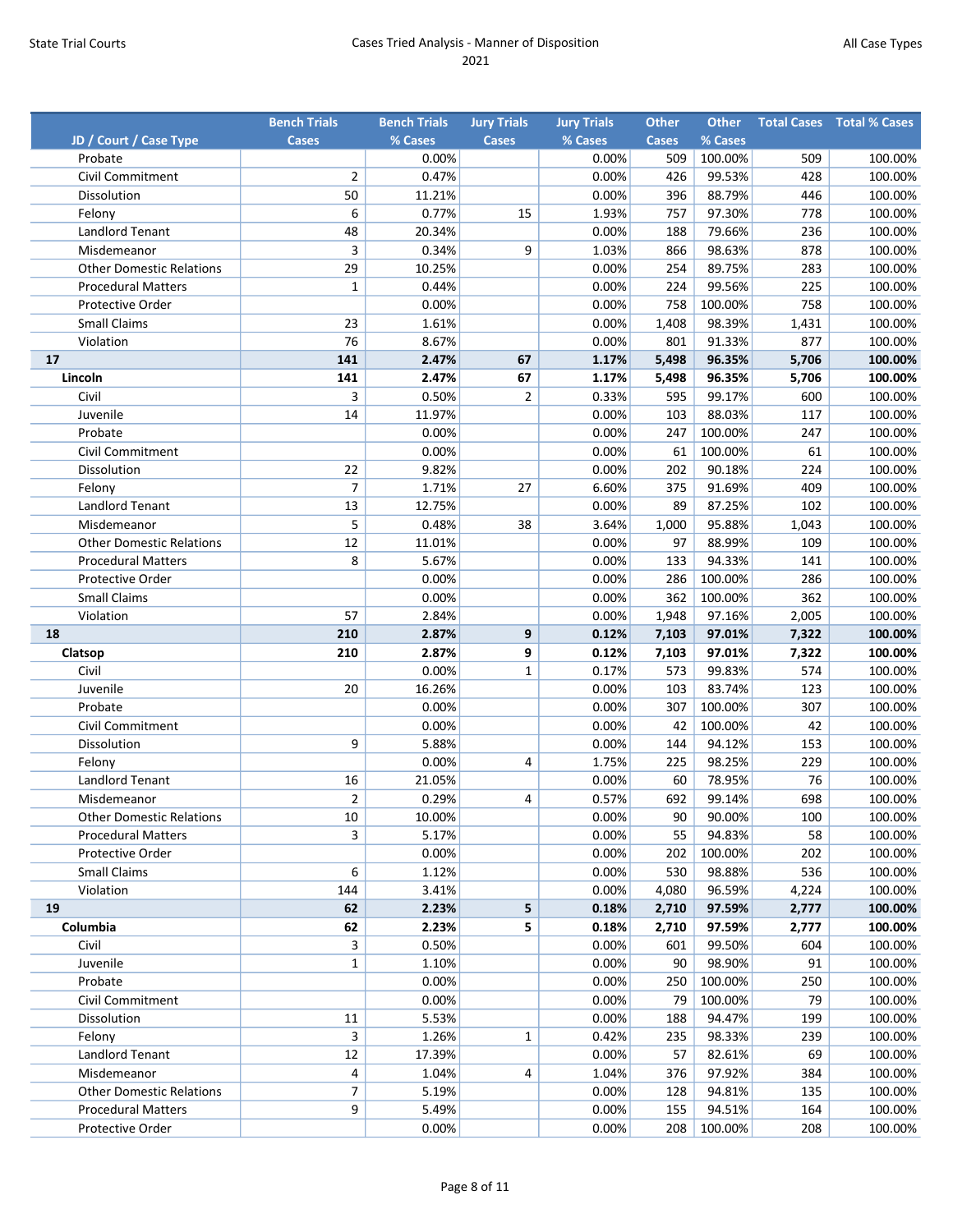| JD / Court / Case Type | Bench Trials Cases | Bench Trials % Cases | Jury Trials Cases | Jury Trials % Cases | Other Cases | Other % Cases | Total Cases | Total % Cases |
|---|---|---|---|---|---|---|---|---|
| Probate | | 0.00% | | 0.00% | 509 | 100.00% | 509 | 100.00% |
| Civil Commitment | 2 | 0.47% | | 0.00% | 426 | 99.53% | 428 | 100.00% |
| Dissolution | 50 | 11.21% | | 0.00% | 396 | 88.79% | 446 | 100.00% |
| Felony | 6 | 0.77% | 15 | 1.93% | 757 | 97.30% | 778 | 100.00% |
| Landlord Tenant | 48 | 20.34% | | 0.00% | 188 | 79.66% | 236 | 100.00% |
| Misdemeanor | 3 | 0.34% | 9 | 1.03% | 866 | 98.63% | 878 | 100.00% |
| Other Domestic Relations | 29 | 10.25% | | 0.00% | 254 | 89.75% | 283 | 100.00% |
| Procedural Matters | 1 | 0.44% | | 0.00% | 224 | 99.56% | 225 | 100.00% |
| Protective Order | | 0.00% | | 0.00% | 758 | 100.00% | 758 | 100.00% |
| Small Claims | 23 | 1.61% | | 0.00% | 1,408 | 98.39% | 1,431 | 100.00% |
| Violation | 76 | 8.67% | | 0.00% | 801 | 91.33% | 877 | 100.00% |
| **17** | **141** | **2.47%** | **67** | **1.17%** | **5,498** | **96.35%** | **5,706** | **100.00%** |
| **Lincoln** | **141** | **2.47%** | **67** | **1.17%** | **5,498** | **96.35%** | **5,706** | **100.00%** |
| Civil | 3 | 0.50% | 2 | 0.33% | 595 | 99.17% | 600 | 100.00% |
| Juvenile | 14 | 11.97% | | 0.00% | 103 | 88.03% | 117 | 100.00% |
| Probate | | 0.00% | | 0.00% | 247 | 100.00% | 247 | 100.00% |
| Civil Commitment | | 0.00% | | 0.00% | 61 | 100.00% | 61 | 100.00% |
| Dissolution | 22 | 9.82% | | 0.00% | 202 | 90.18% | 224 | 100.00% |
| Felony | 7 | 1.71% | 27 | 6.60% | 375 | 91.69% | 409 | 100.00% |
| Landlord Tenant | 13 | 12.75% | | 0.00% | 89 | 87.25% | 102 | 100.00% |
| Misdemeanor | 5 | 0.48% | 38 | 3.64% | 1,000 | 95.88% | 1,043 | 100.00% |
| Other Domestic Relations | 12 | 11.01% | | 0.00% | 97 | 88.99% | 109 | 100.00% |
| Procedural Matters | 8 | 5.67% | | 0.00% | 133 | 94.33% | 141 | 100.00% |
| Protective Order | | 0.00% | | 0.00% | 286 | 100.00% | 286 | 100.00% |
| Small Claims | | 0.00% | | 0.00% | 362 | 100.00% | 362 | 100.00% |
| Violation | 57 | 2.84% | | 0.00% | 1,948 | 97.16% | 2,005 | 100.00% |
| **18** | **210** | **2.87%** | **9** | **0.12%** | **7,103** | **97.01%** | **7,322** | **100.00%** |
| **Clatsop** | **210** | **2.87%** | **9** | **0.12%** | **7,103** | **97.01%** | **7,322** | **100.00%** |
| Civil | | 0.00% | 1 | 0.17% | 573 | 99.83% | 574 | 100.00% |
| Juvenile | 20 | 16.26% | | 0.00% | 103 | 83.74% | 123 | 100.00% |
| Probate | | 0.00% | | 0.00% | 307 | 100.00% | 307 | 100.00% |
| Civil Commitment | | 0.00% | | 0.00% | 42 | 100.00% | 42 | 100.00% |
| Dissolution | 9 | 5.88% | | 0.00% | 144 | 94.12% | 153 | 100.00% |
| Felony | | 0.00% | 4 | 1.75% | 225 | 98.25% | 229 | 100.00% |
| Landlord Tenant | 16 | 21.05% | | 0.00% | 60 | 78.95% | 76 | 100.00% |
| Misdemeanor | 2 | 0.29% | 4 | 0.57% | 692 | 99.14% | 698 | 100.00% |
| Other Domestic Relations | 10 | 10.00% | | 0.00% | 90 | 90.00% | 100 | 100.00% |
| Procedural Matters | 3 | 5.17% | | 0.00% | 55 | 94.83% | 58 | 100.00% |
| Protective Order | | 0.00% | | 0.00% | 202 | 100.00% | 202 | 100.00% |
| Small Claims | 6 | 1.12% | | 0.00% | 530 | 98.88% | 536 | 100.00% |
| Violation | 144 | 3.41% | | 0.00% | 4,080 | 96.59% | 4,224 | 100.00% |
| **19** | **62** | **2.23%** | **5** | **0.18%** | **2,710** | **97.59%** | **2,777** | **100.00%** |
| **Columbia** | **62** | **2.23%** | **5** | **0.18%** | **2,710** | **97.59%** | **2,777** | **100.00%** |
| Civil | 3 | 0.50% | | 0.00% | 601 | 99.50% | 604 | 100.00% |
| Juvenile | 1 | 1.10% | | 0.00% | 90 | 98.90% | 91 | 100.00% |
| Probate | | 0.00% | | 0.00% | 250 | 100.00% | 250 | 100.00% |
| Civil Commitment | | 0.00% | | 0.00% | 79 | 100.00% | 79 | 100.00% |
| Dissolution | 11 | 5.53% | | 0.00% | 188 | 94.47% | 199 | 100.00% |
| Felony | 3 | 1.26% | 1 | 0.42% | 235 | 98.33% | 239 | 100.00% |
| Landlord Tenant | 12 | 17.39% | | 0.00% | 57 | 82.61% | 69 | 100.00% |
| Misdemeanor | 4 | 1.04% | 4 | 1.04% | 376 | 97.92% | 384 | 100.00% |
| Other Domestic Relations | 7 | 5.19% | | 0.00% | 128 | 94.81% | 135 | 100.00% |
| Procedural Matters | 9 | 5.49% | | 0.00% | 155 | 94.51% | 164 | 100.00% |
| Protective Order | | 0.00% | | 0.00% | 208 | 100.00% | 208 | 100.00% |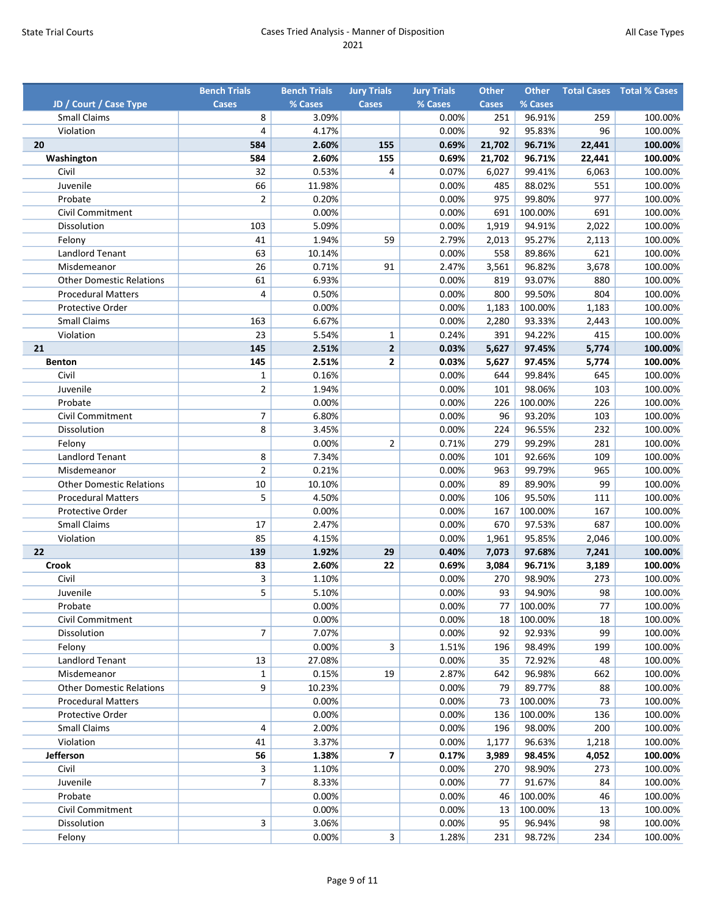| JD / Court / Case Type | Bench Trials Cases | Bench Trials % Cases | Jury Trials Cases | Jury Trials % Cases | Other Cases | Other % Cases | Total Cases | Total % Cases |
|---|---|---|---|---|---|---|---|---|
| Small Claims | 8 | 3.09% | | 0.00% | 251 | 96.91% | 259 | 100.00% |
| Violation | 4 | 4.17% | | 0.00% | 92 | 95.83% | 96 | 100.00% |
| **20** | **584** | **2.60%** | **155** | **0.69%** | **21,702** | **96.71%** | **22,441** | **100.00%** |
| **Washington** | **584** | **2.60%** | **155** | **0.69%** | **21,702** | **96.71%** | **22,441** | **100.00%** |
| Civil | 32 | 0.53% | 4 | 0.07% | 6,027 | 99.41% | 6,063 | 100.00% |
| Juvenile | 66 | 11.98% | | 0.00% | 485 | 88.02% | 551 | 100.00% |
| Probate | 2 | 0.20% | | 0.00% | 975 | 99.80% | 977 | 100.00% |
| Civil Commitment | | 0.00% | | 0.00% | 691 | 100.00% | 691 | 100.00% |
| Dissolution | 103 | 5.09% | | 0.00% | 1,919 | 94.91% | 2,022 | 100.00% |
| Felony | 41 | 1.94% | 59 | 2.79% | 2,013 | 95.27% | 2,113 | 100.00% |
| Landlord Tenant | 63 | 10.14% | | 0.00% | 558 | 89.86% | 621 | 100.00% |
| Misdemeanor | 26 | 0.71% | 91 | 2.47% | 3,561 | 96.82% | 3,678 | 100.00% |
| Other Domestic Relations | 61 | 6.93% | | 0.00% | 819 | 93.07% | 880 | 100.00% |
| Procedural Matters | 4 | 0.50% | | 0.00% | 800 | 99.50% | 804 | 100.00% |
| Protective Order | | 0.00% | | 0.00% | 1,183 | 100.00% | 1,183 | 100.00% |
| Small Claims | 163 | 6.67% | | 0.00% | 2,280 | 93.33% | 2,443 | 100.00% |
| Violation | 23 | 5.54% | 1 | 0.24% | 391 | 94.22% | 415 | 100.00% |
| **21** | **145** | **2.51%** | **2** | **0.03%** | **5,627** | **97.45%** | **5,774** | **100.00%** |
| **Benton** | **145** | **2.51%** | **2** | **0.03%** | **5,627** | **97.45%** | **5,774** | **100.00%** |
| Civil | 1 | 0.16% | | 0.00% | 644 | 99.84% | 645 | 100.00% |
| Juvenile | 2 | 1.94% | | 0.00% | 101 | 98.06% | 103 | 100.00% |
| Probate | | 0.00% | | 0.00% | 226 | 100.00% | 226 | 100.00% |
| Civil Commitment | 7 | 6.80% | | 0.00% | 96 | 93.20% | 103 | 100.00% |
| Dissolution | 8 | 3.45% | | 0.00% | 224 | 96.55% | 232 | 100.00% |
| Felony | | 0.00% | 2 | 0.71% | 279 | 99.29% | 281 | 100.00% |
| Landlord Tenant | 8 | 7.34% | | 0.00% | 101 | 92.66% | 109 | 100.00% |
| Misdemeanor | 2 | 0.21% | | 0.00% | 963 | 99.79% | 965 | 100.00% |
| Other Domestic Relations | 10 | 10.10% | | 0.00% | 89 | 89.90% | 99 | 100.00% |
| Procedural Matters | 5 | 4.50% | | 0.00% | 106 | 95.50% | 111 | 100.00% |
| Protective Order | | 0.00% | | 0.00% | 167 | 100.00% | 167 | 100.00% |
| Small Claims | 17 | 2.47% | | 0.00% | 670 | 97.53% | 687 | 100.00% |
| Violation | 85 | 4.15% | | 0.00% | 1,961 | 95.85% | 2,046 | 100.00% |
| **22** | **139** | **1.92%** | **29** | **0.40%** | **7,073** | **97.68%** | **7,241** | **100.00%** |
| **Crook** | **83** | **2.60%** | **22** | **0.69%** | **3,084** | **96.71%** | **3,189** | **100.00%** |
| Civil | 3 | 1.10% | | 0.00% | 270 | 98.90% | 273 | 100.00% |
| Juvenile | 5 | 5.10% | | 0.00% | 93 | 94.90% | 98 | 100.00% |
| Probate | | 0.00% | | 0.00% | 77 | 100.00% | 77 | 100.00% |
| Civil Commitment | | 0.00% | | 0.00% | 18 | 100.00% | 18 | 100.00% |
| Dissolution | 7 | 7.07% | | 0.00% | 92 | 92.93% | 99 | 100.00% |
| Felony | | 0.00% | 3 | 1.51% | 196 | 98.49% | 199 | 100.00% |
| Landlord Tenant | 13 | 27.08% | | 0.00% | 35 | 72.92% | 48 | 100.00% |
| Misdemeanor | 1 | 0.15% | 19 | 2.87% | 642 | 96.98% | 662 | 100.00% |
| Other Domestic Relations | 9 | 10.23% | | 0.00% | 79 | 89.77% | 88 | 100.00% |
| Procedural Matters | | 0.00% | | 0.00% | 73 | 100.00% | 73 | 100.00% |
| Protective Order | | 0.00% | | 0.00% | 136 | 100.00% | 136 | 100.00% |
| Small Claims | 4 | 2.00% | | 0.00% | 196 | 98.00% | 200 | 100.00% |
| Violation | 41 | 3.37% | | 0.00% | 1,177 | 96.63% | 1,218 | 100.00% |
| **Jefferson** | **56** | **1.38%** | **7** | **0.17%** | **3,989** | **98.45%** | **4,052** | **100.00%** |
| Civil | 3 | 1.10% | | 0.00% | 270 | 98.90% | 273 | 100.00% |
| Juvenile | 7 | 8.33% | | 0.00% | 77 | 91.67% | 84 | 100.00% |
| Probate | | 0.00% | | 0.00% | 46 | 100.00% | 46 | 100.00% |
| Civil Commitment | | 0.00% | | 0.00% | 13 | 100.00% | 13 | 100.00% |
| Dissolution | 3 | 3.06% | | 0.00% | 95 | 96.94% | 98 | 100.00% |
| Felony | | 0.00% | 3 | 1.28% | 231 | 98.72% | 234 | 100.00% |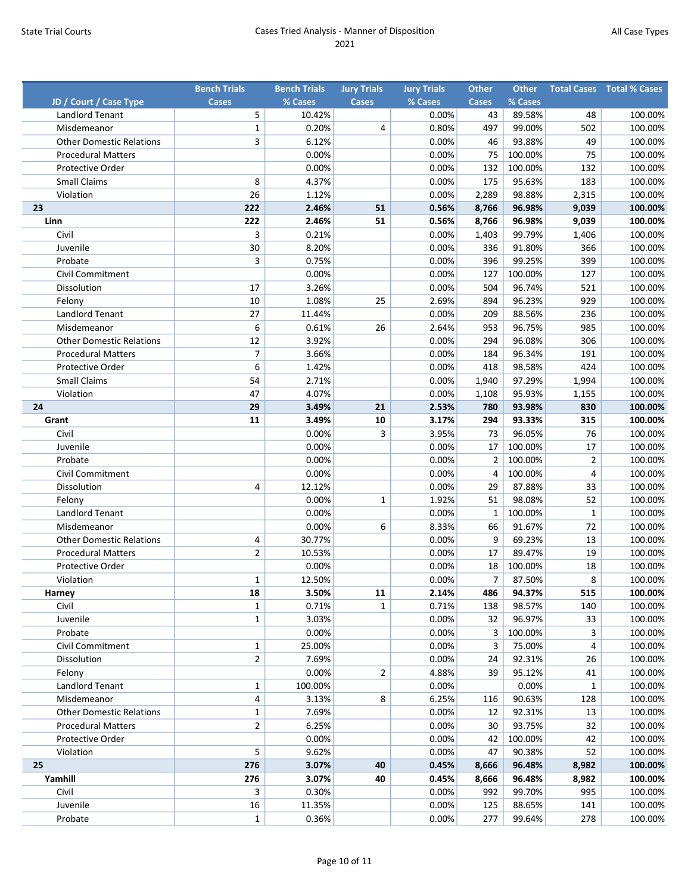| JD / Court / Case Type | Bench Trials Cases | Bench Trials % Cases | Jury Trials Cases | Jury Trials % Cases | Other Cases | Other % Cases | Total Cases | Total % Cases |
|---|---|---|---|---|---|---|---|---|
| Landlord Tenant | 5 | 10.42% | | 0.00% | 43 | 89.58% | 48 | 100.00% |
| Misdemeanor | 1 | 0.20% | 4 | 0.80% | 497 | 99.00% | 502 | 100.00% |
| Other Domestic Relations | 3 | 6.12% | | 0.00% | 46 | 93.88% | 49 | 100.00% |
| Procedural Matters | | 0.00% | | 0.00% | 75 | 100.00% | 75 | 100.00% |
| Protective Order | | 0.00% | | 0.00% | 132 | 100.00% | 132 | 100.00% |
| Small Claims | 8 | 4.37% | | 0.00% | 175 | 95.63% | 183 | 100.00% |
| Violation | 26 | 1.12% | | 0.00% | 2,289 | 98.88% | 2,315 | 100.00% |
| **23** | **222** | **2.46%** | **51** | **0.56%** | **8,766** | **96.98%** | **9,039** | **100.00%** |
| **Linn** | **222** | **2.46%** | **51** | **0.56%** | **8,766** | **96.98%** | **9,039** | **100.00%** |
| Civil | 3 | 0.21% | | 0.00% | 1,403 | 99.79% | 1,406 | 100.00% |
| Juvenile | 30 | 8.20% | | 0.00% | 336 | 91.80% | 366 | 100.00% |
| Probate | 3 | 0.75% | | 0.00% | 396 | 99.25% | 399 | 100.00% |
| Civil Commitment | | 0.00% | | 0.00% | 127 | 100.00% | 127 | 100.00% |
| Dissolution | 17 | 3.26% | | 0.00% | 504 | 96.74% | 521 | 100.00% |
| Felony | 10 | 1.08% | 25 | 2.69% | 894 | 96.23% | 929 | 100.00% |
| Landlord Tenant | 27 | 11.44% | | 0.00% | 209 | 88.56% | 236 | 100.00% |
| Misdemeanor | 6 | 0.61% | 26 | 2.64% | 953 | 96.75% | 985 | 100.00% |
| Other Domestic Relations | 12 | 3.92% | | 0.00% | 294 | 96.08% | 306 | 100.00% |
| Procedural Matters | 7 | 3.66% | | 0.00% | 184 | 96.34% | 191 | 100.00% |
| Protective Order | 6 | 1.42% | | 0.00% | 418 | 98.58% | 424 | 100.00% |
| Small Claims | 54 | 2.71% | | 0.00% | 1,940 | 97.29% | 1,994 | 100.00% |
| Violation | 47 | 4.07% | | 0.00% | 1,108 | 95.93% | 1,155 | 100.00% |
| **24** | **29** | **3.49%** | **21** | **2.53%** | **780** | **93.98%** | **830** | **100.00%** |
| **Grant** | **11** | **3.49%** | **10** | **3.17%** | **294** | **93.33%** | **315** | **100.00%** |
| Civil | | 0.00% | 3 | 3.95% | 73 | 96.05% | 76 | 100.00% |
| Juvenile | | 0.00% | | 0.00% | 17 | 100.00% | 17 | 100.00% |
| Probate | | 0.00% | | 0.00% | 2 | 100.00% | 2 | 100.00% |
| Civil Commitment | | 0.00% | | 0.00% | 4 | 100.00% | 4 | 100.00% |
| Dissolution | 4 | 12.12% | | 0.00% | 29 | 87.88% | 33 | 100.00% |
| Felony | | 0.00% | 1 | 1.92% | 51 | 98.08% | 52 | 100.00% |
| Landlord Tenant | | 0.00% | | 0.00% | 1 | 100.00% | 1 | 100.00% |
| Misdemeanor | | 0.00% | 6 | 8.33% | 66 | 91.67% | 72 | 100.00% |
| Other Domestic Relations | 4 | 30.77% | | 0.00% | 9 | 69.23% | 13 | 100.00% |
| Procedural Matters | 2 | 10.53% | | 0.00% | 17 | 89.47% | 19 | 100.00% |
| Protective Order | | 0.00% | | 0.00% | 18 | 100.00% | 18 | 100.00% |
| Violation | 1 | 12.50% | | 0.00% | 7 | 87.50% | 8 | 100.00% |
| **Harney** | **18** | **3.50%** | **11** | **2.14%** | **486** | **94.37%** | **515** | **100.00%** |
| Civil | 1 | 0.71% | 1 | 0.71% | 138 | 98.57% | 140 | 100.00% |
| Juvenile | 1 | 3.03% | | 0.00% | 32 | 96.97% | 33 | 100.00% |
| Probate | | 0.00% | | 0.00% | 3 | 100.00% | 3 | 100.00% |
| Civil Commitment | 1 | 25.00% | | 0.00% | 3 | 75.00% | 4 | 100.00% |
| Dissolution | 2 | 7.69% | | 0.00% | 24 | 92.31% | 26 | 100.00% |
| Felony | | 0.00% | 2 | 4.88% | 39 | 95.12% | 41 | 100.00% |
| Landlord Tenant | 1 | 100.00% | | 0.00% | | 0.00% | 1 | 100.00% |
| Misdemeanor | 4 | 3.13% | 8 | 6.25% | 116 | 90.63% | 128 | 100.00% |
| Other Domestic Relations | 1 | 7.69% | | 0.00% | 12 | 92.31% | 13 | 100.00% |
| Procedural Matters | 2 | 6.25% | | 0.00% | 30 | 93.75% | 32 | 100.00% |
| Protective Order | | 0.00% | | 0.00% | 42 | 100.00% | 42 | 100.00% |
| Violation | 5 | 9.62% | | 0.00% | 47 | 90.38% | 52 | 100.00% |
| **25** | **276** | **3.07%** | **40** | **0.45%** | **8,666** | **96.48%** | **8,982** | **100.00%** |
| **Yamhill** | **276** | **3.07%** | **40** | **0.45%** | **8,666** | **96.48%** | **8,982** | **100.00%** |
| Civil | 3 | 0.30% | | 0.00% | 992 | 99.70% | 995 | 100.00% |
| Juvenile | 16 | 11.35% | | 0.00% | 125 | 88.65% | 141 | 100.00% |
| Probate | 1 | 0.36% | | 0.00% | 277 | 99.64% | 278 | 100.00% |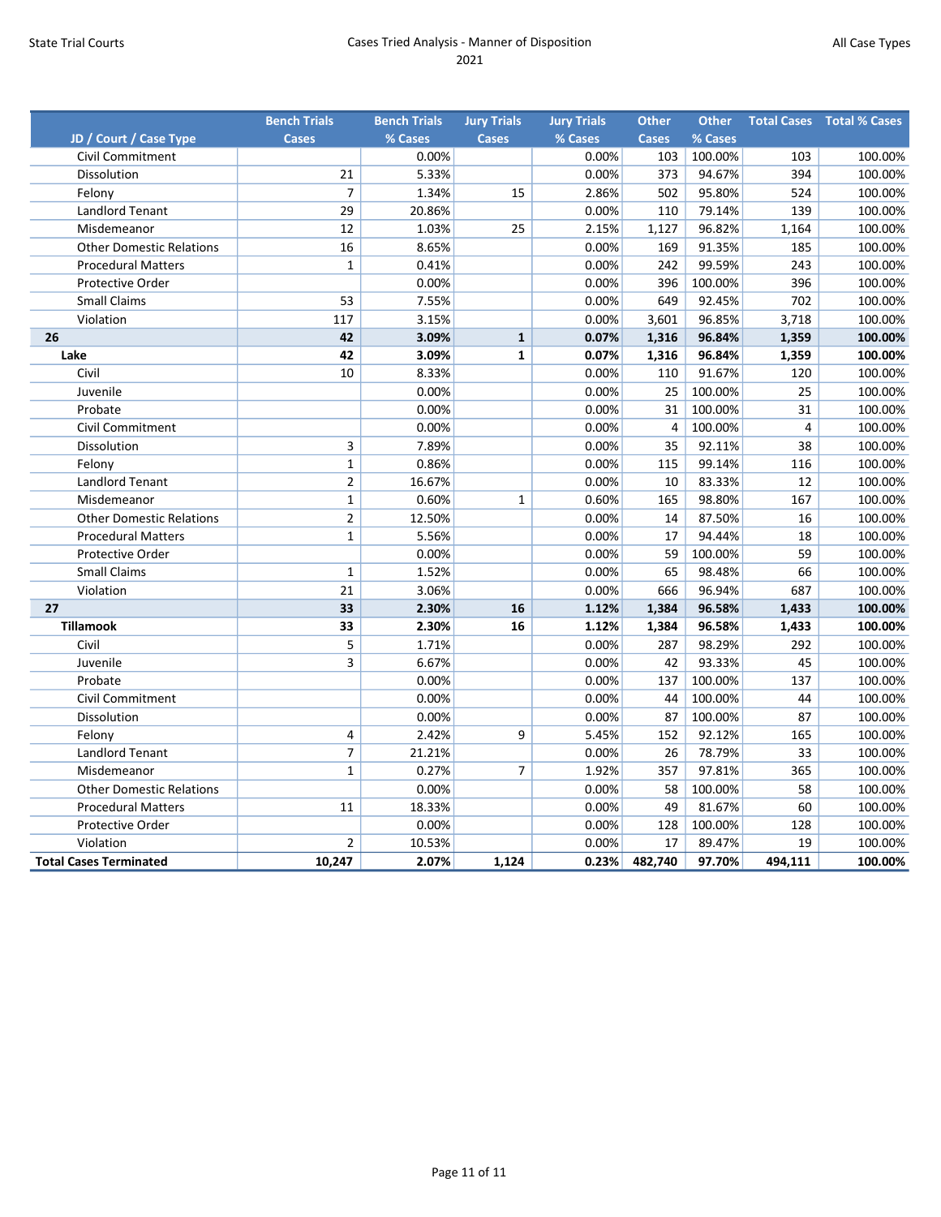State Trial Courts | Cases Tried Analysis - Manner of Disposition 2021 | All Case Types

| JD / Court / Case Type | Bench Trials Cases | Bench Trials % Cases | Jury Trials Cases | Jury Trials % Cases | Other Cases | Other % Cases | Total Cases | Total % Cases |
|---|---|---|---|---|---|---|---|---|
| Civil Commitment | | 0.00% | | 0.00% | 103 | 100.00% | 103 | 100.00% |
| Dissolution | 21 | 5.33% | | 0.00% | 373 | 94.67% | 394 | 100.00% |
| Felony | 7 | 1.34% | 15 | 2.86% | 502 | 95.80% | 524 | 100.00% |
| Landlord Tenant | 29 | 20.86% | | 0.00% | 110 | 79.14% | 139 | 100.00% |
| Misdemeanor | 12 | 1.03% | 25 | 2.15% | 1,127 | 96.82% | 1,164 | 100.00% |
| Other Domestic Relations | 16 | 8.65% | | 0.00% | 169 | 91.35% | 185 | 100.00% |
| Procedural Matters | 1 | 0.41% | | 0.00% | 242 | 99.59% | 243 | 100.00% |
| Protective Order | | 0.00% | | 0.00% | 396 | 100.00% | 396 | 100.00% |
| Small Claims | 53 | 7.55% | | 0.00% | 649 | 92.45% | 702 | 100.00% |
| Violation | 117 | 3.15% | | 0.00% | 3,601 | 96.85% | 3,718 | 100.00% |
| **26** | **42** | **3.09%** | **1** | **0.07%** | **1,316** | **96.84%** | **1,359** | **100.00%** |
| **Lake** | **42** | **3.09%** | **1** | **0.07%** | **1,316** | **96.84%** | **1,359** | **100.00%** |
| Civil | 10 | 8.33% | | 0.00% | 110 | 91.67% | 120 | 100.00% |
| Juvenile | | 0.00% | | 0.00% | 25 | 100.00% | 25 | 100.00% |
| Probate | | 0.00% | | 0.00% | 31 | 100.00% | 31 | 100.00% |
| Civil Commitment | | 0.00% | | 0.00% | 4 | 100.00% | 4 | 100.00% |
| Dissolution | 3 | 7.89% | | 0.00% | 35 | 92.11% | 38 | 100.00% |
| Felony | 1 | 0.86% | | 0.00% | 115 | 99.14% | 116 | 100.00% |
| Landlord Tenant | 2 | 16.67% | | 0.00% | 10 | 83.33% | 12 | 100.00% |
| Misdemeanor | 1 | 0.60% | 1 | 0.60% | 165 | 98.80% | 167 | 100.00% |
| Other Domestic Relations | 2 | 12.50% | | 0.00% | 14 | 87.50% | 16 | 100.00% |
| Procedural Matters | 1 | 5.56% | | 0.00% | 17 | 94.44% | 18 | 100.00% |
| Protective Order | | 0.00% | | 0.00% | 59 | 100.00% | 59 | 100.00% |
| Small Claims | 1 | 1.52% | | 0.00% | 65 | 98.48% | 66 | 100.00% |
| Violation | 21 | 3.06% | | 0.00% | 666 | 96.94% | 687 | 100.00% |
| **27** | **33** | **2.30%** | **16** | **1.12%** | **1,384** | **96.58%** | **1,433** | **100.00%** |
| **Tillamook** | **33** | **2.30%** | **16** | **1.12%** | **1,384** | **96.58%** | **1,433** | **100.00%** |
| Civil | 5 | 1.71% | | 0.00% | 287 | 98.29% | 292 | 100.00% |
| Juvenile | 3 | 6.67% | | 0.00% | 42 | 93.33% | 45 | 100.00% |
| Probate | | 0.00% | | 0.00% | 137 | 100.00% | 137 | 100.00% |
| Civil Commitment | | 0.00% | | 0.00% | 44 | 100.00% | 44 | 100.00% |
| Dissolution | | 0.00% | | 0.00% | 87 | 100.00% | 87 | 100.00% |
| Felony | 4 | 2.42% | 9 | 5.45% | 152 | 92.12% | 165 | 100.00% |
| Landlord Tenant | 7 | 21.21% | | 0.00% | 26 | 78.79% | 33 | 100.00% |
| Misdemeanor | 1 | 0.27% | 7 | 1.92% | 357 | 97.81% | 365 | 100.00% |
| Other Domestic Relations | | 0.00% | | 0.00% | 58 | 100.00% | 58 | 100.00% |
| Procedural Matters | 11 | 18.33% | | 0.00% | 49 | 81.67% | 60 | 100.00% |
| Protective Order | | 0.00% | | 0.00% | 128 | 100.00% | 128 | 100.00% |
| Violation | 2 | 10.53% | | 0.00% | 17 | 89.47% | 19 | 100.00% |
| **Total Cases Terminated** | **10,247** | **2.07%** | **1,124** | **0.23%** | **482,740** | **97.70%** | **494,111** | **100.00%** |